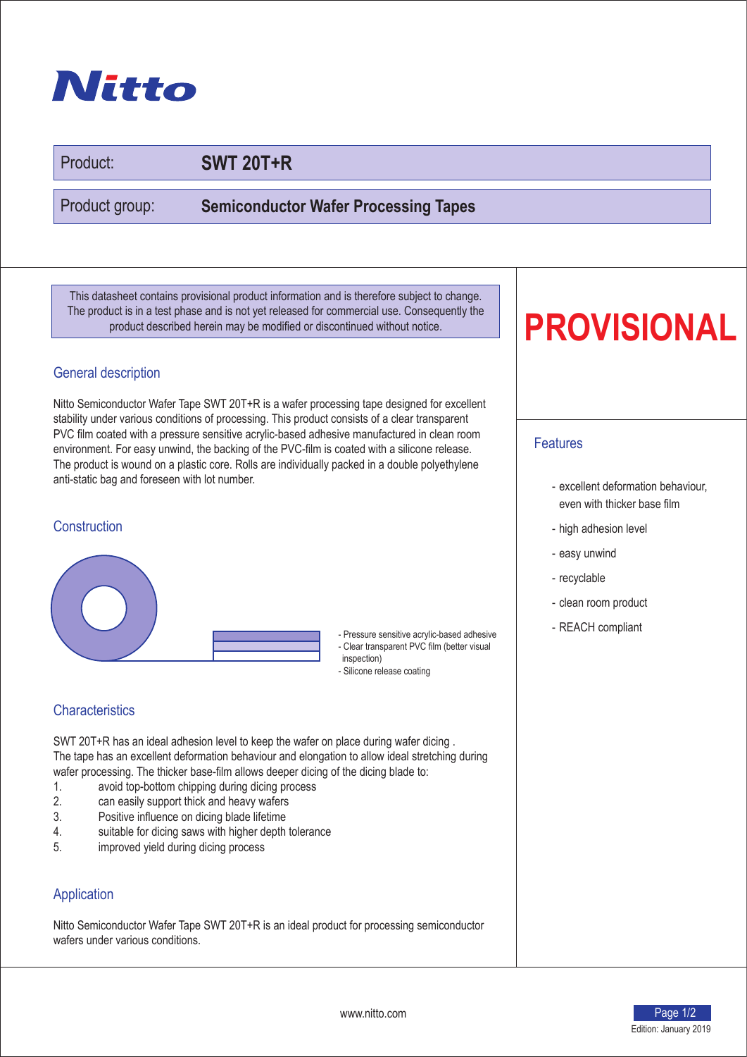# Nitto

**Product:** SWT 20T+R

**Product group:** Semiconductor Wafer Processing Tapes

This datasheet contains provisional product information and is therefore subject to change. The product is in a test phase and is not yet released for commercial use. Consequently the product described herein may be modified or discontinued without notice.

**PROVISIONAL**

## General description

Nitto Semiconductor Wafer Tape SWT 20T+R is a wafer processing tape designed for excellent stability under various conditions of processing. This product consists of a clear transparent PVC film coated with a pressure sensitive acrylic-based adhesive manufactured in clean room environment. For easy unwind, the backing of the PVC-film is coated with a silicone release. The product is wound on a plastic core. Rolls are individually packed in a double polyethylene anti-static bag and foreseen with lot number.

## Construction

- Pressure sensitive acrylic-based adhesive
- Clear transparent PVC film (better visual inspection)
- Silicone release coating

## Characteristics

SWT 20T+R has an ideal adhesion level to keep the wafer on place during wafer dicing .
The tape has an excellent deformation behaviour and elongation to allow ideal stretching during wafer processing. The thicker base-film allows deeper dicing of the dicing blade to:

1. avoid top-bottom chipping during dicing process
2. can easily support thick and heavy wafers
3. Positive influence on dicing blade lifetime
4. suitable for dicing saws with higher depth tolerance
5. improved yield during dicing process

## Application

Nitto Semiconductor Wafer Tape SWT 20T+R is an ideal product for processing semiconductor wafers under various conditions.

## Features

- excellent deformation behaviour, even with thicker base film
- high adhesion level
- easy unwind
- recyclable
- clean room product
- REACH compliant

www.nitto.com

Edition: January 2019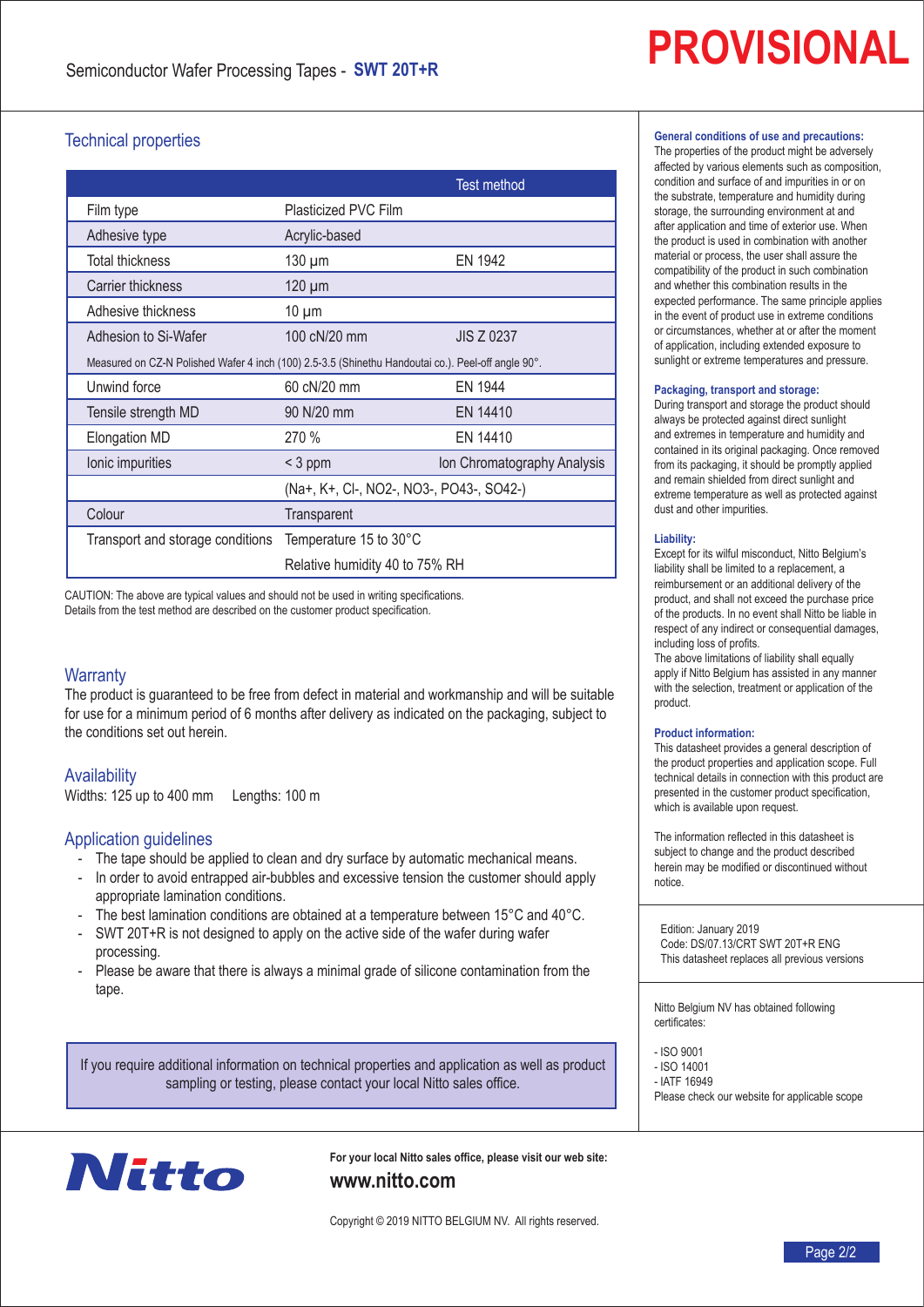Semiconductor Wafer Processing Tapes - **SWT 20T+R**

# PROVISIONAL

## Technical properties

| | | Test method |
|---|---|---|
| Film type | Plasticized PVC Film | |
| Adhesive type | Acrylic-based | |
| Total thickness | 130 µm | EN 1942 |
| Carrier thickness | 120 µm | |
| Adhesive thickness | 10 µm | |
| Adhesion to Si-Wafer | 100 cN/20 mm | JIS Z 0237 |
| Measured on CZ-N Polished Wafer 4 inch (100) 2.5-3.5 (Shinethu Handoutai co.). Peel-off angle 90°. | | |
| Unwind force | 60 cN/20 mm | EN 1944 |
| Tensile strength MD | 90 N/20 mm | EN 14410 |
| Elongation MD | 270 % | EN 14410 |
| Ionic impurities | < 3 ppm | Ion Chromatography Analysis |
| | (Na+, K+, Cl-, NO2-, NO3-, PO43-, SO42-) | |
| Colour | Transparent | |
| Transport and storage conditions | Temperature 15 to 30°C | |
| | Relative humidity 40 to 75% RH | |

CAUTION: The above are typical values and should not be used in writing specifications.
Details from the test method are described on the customer product specification.

## Warranty

The product is guaranteed to be free from defect in material and workmanship and will be suitable for use for a minimum period of 6 months after delivery as indicated on the packaging, subject to the conditions set out herein.

## Availability

Widths: 125 up to 400 mm    Lengths: 100 m

## Application guidelines

- The tape should be applied to clean and dry surface by automatic mechanical means.
- In order to avoid entrapped air-bubbles and excessive tension the customer should apply appropriate lamination conditions.
- The best lamination conditions are obtained at a temperature between 15°C and 40°C.
- SWT 20T+R is not designed to apply on the active side of the wafer during wafer processing.
- Please be aware that there is always a minimal grade of silicone contamination from the tape.

If you require additional information on technical properties and application as well as product sampling or testing, please contact your local Nitto sales office.

**General conditions of use and precautions:**
The properties of the product might be adversely affected by various elements such as composition, condition and surface of and impurities in or on the substrate, temperature and humidity during storage, the surrounding environment at and after application and time of exterior use. When the product is used in combination with another material or process, the user shall assure the compatibility of the product in such combination and whether this combination results in the expected performance. The same principle applies in the event of product use in extreme conditions or circumstances, whether at or after the moment of application, including extended exposure to sunlight or extreme temperatures and pressure.

**Packaging, transport and storage:**
During transport and storage the product should always be protected against direct sunlight and extremes in temperature and humidity and contained in its original packaging. Once removed from its packaging, it should be promptly applied and remain shielded from direct sunlight and extreme temperature as well as protected against dust and other impurities.

**Liability:**
Except for its wilful misconduct, Nitto Belgium's liability shall be limited to a replacement, a reimbursement or an additional delivery of the product, and shall not exceed the purchase price of the products. In no event shall Nitto be liable in respect of any indirect or consequential damages, including loss of profits.
The above limitations of liability shall equally apply if Nitto Belgium has assisted in any manner with the selection, treatment or application of the product.

**Product information:**
This datasheet provides a general description of the product properties and application scope. Full technical details in connection with this product are presented in the customer product specification, which is available upon request.

The information reflected in this datasheet is subject to change and the product described herein may be modified or discontinued without notice.

Edition: January 2019
Code: DS/07.13/CRT SWT 20T+R ENG
This datasheet replaces all previous versions

Nitto Belgium NV has obtained following certificates:

- ISO 9001
- ISO 14001
- IATF 16949

Please check our website for applicable scope

Nitto

**For your local Nitto sales office, please visit our web site:**
**www.nitto.com**

Copyright © 2019 NITTO BELGIUM NV. All rights reserved.